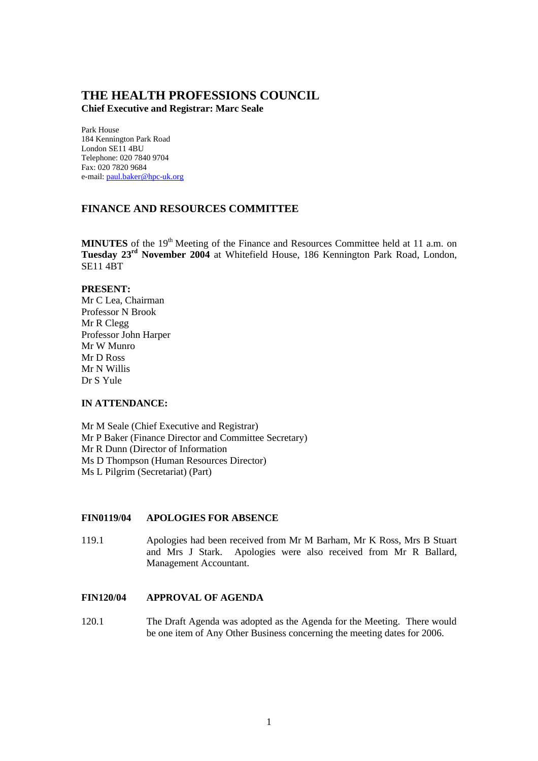# THE HEALTH PROFESSIONS COUNCIL

**Chief Executive and Registrar: Marc Seale**

Park House
184 Kennington Park Road
London SE11 4BU
Telephone: 020 7840 9704
Fax: 020 7820 9684
e-mail: paul.baker@hpc-uk.org

## FINANCE AND RESOURCES COMMITTEE

**MINUTES** of the 19th Meeting of the Finance and Resources Committee held at 11 a.m. on **Tuesday 23rd November 2004** at Whitefield House, 186 Kennington Park Road, London, SE11 4BT

**PRESENT:**
Mr C Lea, Chairman
Professor N Brook
Mr R Clegg
Professor John Harper
Mr W Munro
Mr D Ross
Mr N Willis
Dr S Yule

**IN ATTENDANCE:**

Mr M Seale (Chief Executive and Registrar)
Mr P Baker (Finance Director and Committee Secretary)
Mr R Dunn (Director of Information
Ms D Thompson (Human Resources Director)
Ms L Pilgrim (Secretariat) (Part)

**FIN0119/04 APOLOGIES FOR ABSENCE**

119.1 Apologies had been received from Mr M Barham, Mr K Ross, Mrs B Stuart and Mrs J Stark. Apologies were also received from Mr R Ballard, Management Accountant.

**FIN120/04 APPROVAL OF AGENDA**

120.1 The Draft Agenda was adopted as the Agenda for the Meeting. There would be one item of Any Other Business concerning the meeting dates for 2006.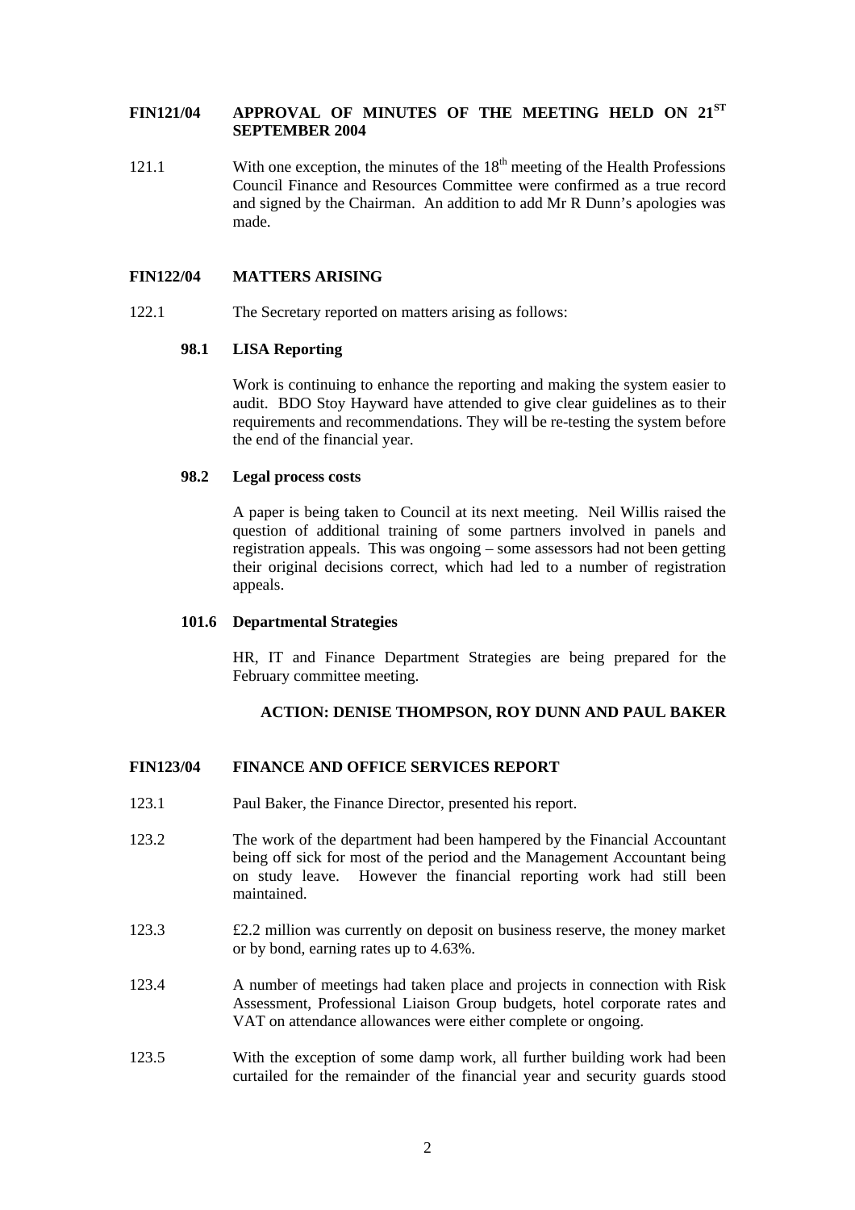**FIN121/04 APPROVAL OF MINUTES OF THE MEETING HELD ON 21ST SEPTEMBER 2004**

121.1 With one exception, the minutes of the 18th meeting of the Health Professions Council Finance and Resources Committee were confirmed as a true record and signed by the Chairman. An addition to add Mr R Dunn's apologies was made.

**FIN122/04 MATTERS ARISING**

122.1 The Secretary reported on matters arising as follows:

**98.1 LISA Reporting**

Work is continuing to enhance the reporting and making the system easier to audit. BDO Stoy Hayward have attended to give clear guidelines as to their requirements and recommendations. They will be re-testing the system before the end of the financial year.

**98.2 Legal process costs**

A paper is being taken to Council at its next meeting. Neil Willis raised the question of additional training of some partners involved in panels and registration appeals. This was ongoing – some assessors had not been getting their original decisions correct, which had led to a number of registration appeals.

**101.6 Departmental Strategies**

HR, IT and Finance Department Strategies are being prepared for the February committee meeting.

**ACTION: DENISE THOMPSON, ROY DUNN AND PAUL BAKER**

**FIN123/04 FINANCE AND OFFICE SERVICES REPORT**

123.1 Paul Baker, the Finance Director, presented his report.

123.2 The work of the department had been hampered by the Financial Accountant being off sick for most of the period and the Management Accountant being on study leave. However the financial reporting work had still been maintained.

123.3 £2.2 million was currently on deposit on business reserve, the money market or by bond, earning rates up to 4.63%.

123.4 A number of meetings had taken place and projects in connection with Risk Assessment, Professional Liaison Group budgets, hotel corporate rates and VAT on attendance allowances were either complete or ongoing.

123.5 With the exception of some damp work, all further building work had been curtailed for the remainder of the financial year and security guards stood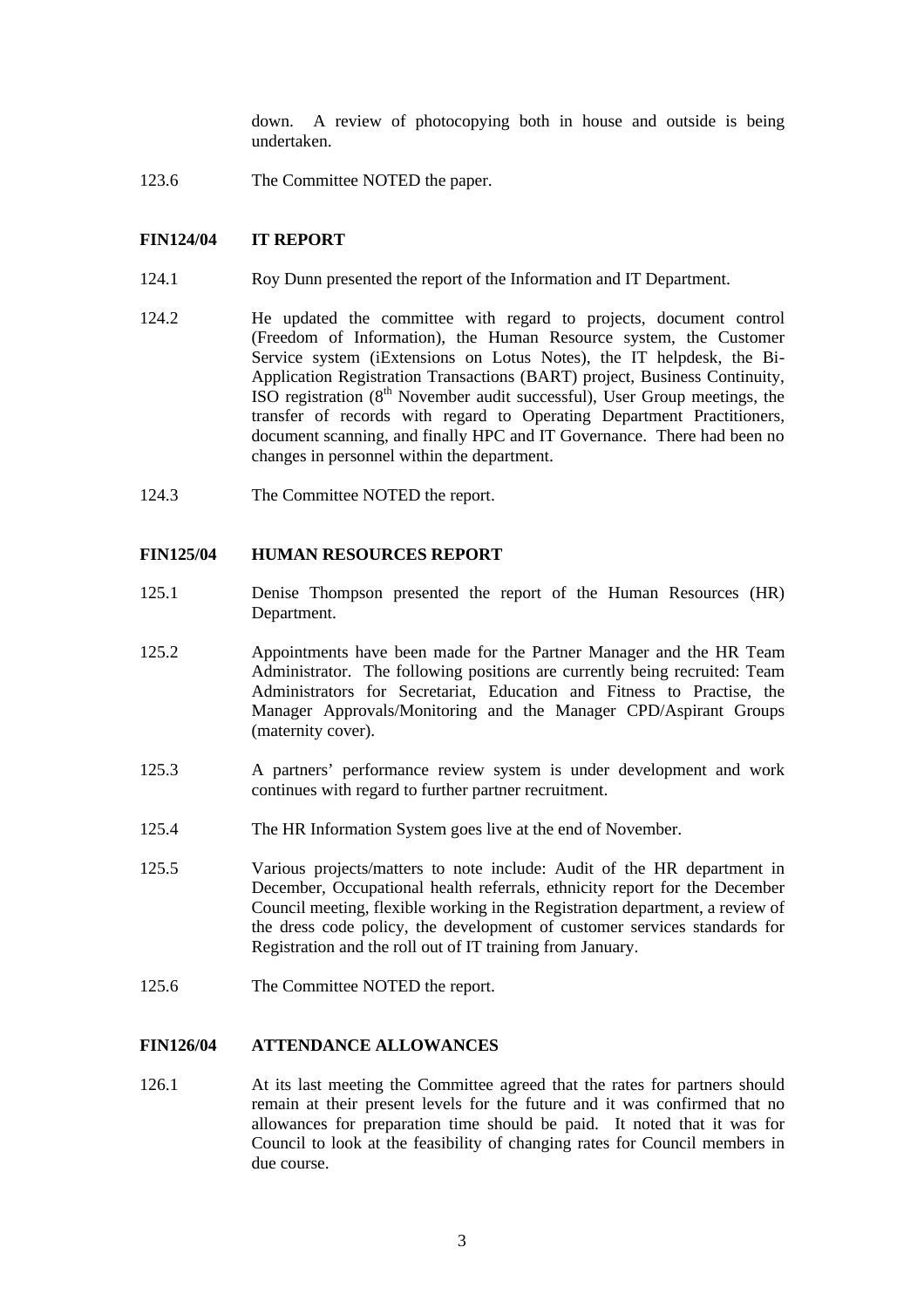down. A review of photocopying both in house and outside is being undertaken.

123.6 The Committee NOTED the paper.

**FIN124/04 IT REPORT**

124.1 Roy Dunn presented the report of the Information and IT Department.

124.2 He updated the committee with regard to projects, document control (Freedom of Information), the Human Resource system, the Customer Service system (iExtensions on Lotus Notes), the IT helpdesk, the Bi-Application Registration Transactions (BART) project, Business Continuity, ISO registration (8th November audit successful), User Group meetings, the transfer of records with regard to Operating Department Practitioners, document scanning, and finally HPC and IT Governance. There had been no changes in personnel within the department.

124.3 The Committee NOTED the report.

**FIN125/04 HUMAN RESOURCES REPORT**

125.1 Denise Thompson presented the report of the Human Resources (HR) Department.

125.2 Appointments have been made for the Partner Manager and the HR Team Administrator. The following positions are currently being recruited: Team Administrators for Secretariat, Education and Fitness to Practise, the Manager Approvals/Monitoring and the Manager CPD/Aspirant Groups (maternity cover).

125.3 A partners' performance review system is under development and work continues with regard to further partner recruitment.

125.4 The HR Information System goes live at the end of November.

125.5 Various projects/matters to note include: Audit of the HR department in December, Occupational health referrals, ethnicity report for the December Council meeting, flexible working in the Registration department, a review of the dress code policy, the development of customer services standards for Registration and the roll out of IT training from January.

125.6 The Committee NOTED the report.

**FIN126/04 ATTENDANCE ALLOWANCES**

126.1 At its last meeting the Committee agreed that the rates for partners should remain at their present levels for the future and it was confirmed that no allowances for preparation time should be paid. It noted that it was for Council to look at the feasibility of changing rates for Council members in due course.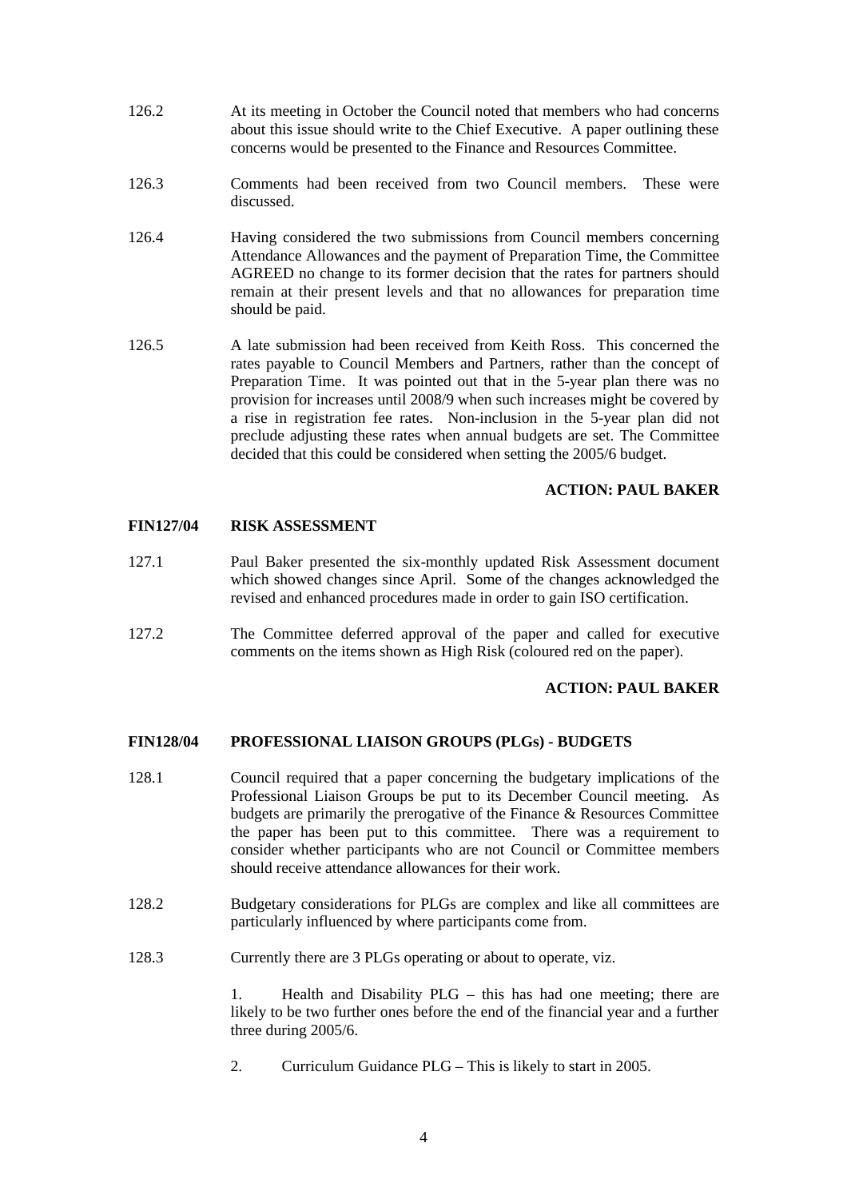126.2 At its meeting in October the Council noted that members who had concerns about this issue should write to the Chief Executive. A paper outlining these concerns would be presented to the Finance and Resources Committee.

126.3 Comments had been received from two Council members. These were discussed.

126.4 Having considered the two submissions from Council members concerning Attendance Allowances and the payment of Preparation Time, the Committee AGREED no change to its former decision that the rates for partners should remain at their present levels and that no allowances for preparation time should be paid.

126.5 A late submission had been received from Keith Ross. This concerned the rates payable to Council Members and Partners, rather than the concept of Preparation Time. It was pointed out that in the 5-year plan there was no provision for increases until 2008/9 when such increases might be covered by a rise in registration fee rates. Non-inclusion in the 5-year plan did not preclude adjusting these rates when annual budgets are set. The Committee decided that this could be considered when setting the 2005/6 budget.

**ACTION: PAUL BAKER**

**FIN127/04 RISK ASSESSMENT**

127.1 Paul Baker presented the six-monthly updated Risk Assessment document which showed changes since April. Some of the changes acknowledged the revised and enhanced procedures made in order to gain ISO certification.

127.2 The Committee deferred approval of the paper and called for executive comments on the items shown as High Risk (coloured red on the paper).

**ACTION: PAUL BAKER**

**FIN128/04 PROFESSIONAL LIAISON GROUPS (PLGs) - BUDGETS**

128.1 Council required that a paper concerning the budgetary implications of the Professional Liaison Groups be put to its December Council meeting. As budgets are primarily the prerogative of the Finance & Resources Committee the paper has been put to this committee. There was a requirement to consider whether participants who are not Council or Committee members should receive attendance allowances for their work.

128.2 Budgetary considerations for PLGs are complex and like all committees are particularly influenced by where participants come from.

128.3 Currently there are 3 PLGs operating or about to operate, viz.

1. Health and Disability PLG – this has had one meeting; there are likely to be two further ones before the end of the financial year and a further three during 2005/6.

2. Curriculum Guidance PLG – This is likely to start in 2005.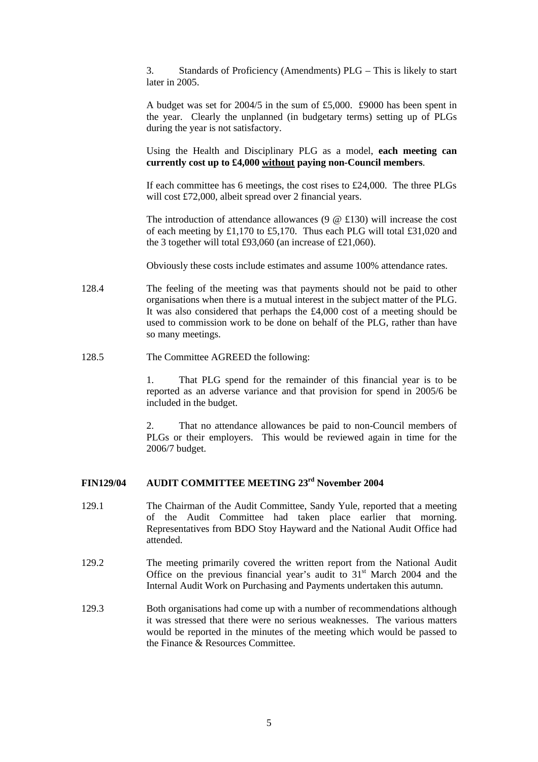3. Standards of Proficiency (Amendments) PLG – This is likely to start later in 2005.

A budget was set for 2004/5 in the sum of £5,000. £9000 has been spent in the year. Clearly the unplanned (in budgetary terms) setting up of PLGs during the year is not satisfactory.

Using the Health and Disciplinary PLG as a model, **each meeting can currently cost up to £4,000 <u>without</u> paying non-Council members**.

If each committee has 6 meetings, the cost rises to £24,000. The three PLGs will cost £72,000, albeit spread over 2 financial years.

The introduction of attendance allowances (9 @ £130) will increase the cost of each meeting by £1,170 to £5,170. Thus each PLG will total £31,020 and the 3 together will total £93,060 (an increase of £21,060).

Obviously these costs include estimates and assume 100% attendance rates.

128.4 The feeling of the meeting was that payments should not be paid to other organisations when there is a mutual interest in the subject matter of the PLG. It was also considered that perhaps the £4,000 cost of a meeting should be used to commission work to be done on behalf of the PLG, rather than have so many meetings.

128.5 The Committee AGREED the following:

1. That PLG spend for the remainder of this financial year is to be reported as an adverse variance and that provision for spend in 2005/6 be included in the budget.

2. That no attendance allowances be paid to non-Council members of PLGs or their employers. This would be reviewed again in time for the 2006/7 budget.

## FIN129/04 AUDIT COMMITTEE MEETING 23rd November 2004

129.1 The Chairman of the Audit Committee, Sandy Yule, reported that a meeting of the Audit Committee had taken place earlier that morning. Representatives from BDO Stoy Hayward and the National Audit Office had attended.

129.2 The meeting primarily covered the written report from the National Audit Office on the previous financial year's audit to 31st March 2004 and the Internal Audit Work on Purchasing and Payments undertaken this autumn.

129.3 Both organisations had come up with a number of recommendations although it was stressed that there were no serious weaknesses. The various matters would be reported in the minutes of the meeting which would be passed to the Finance & Resources Committee.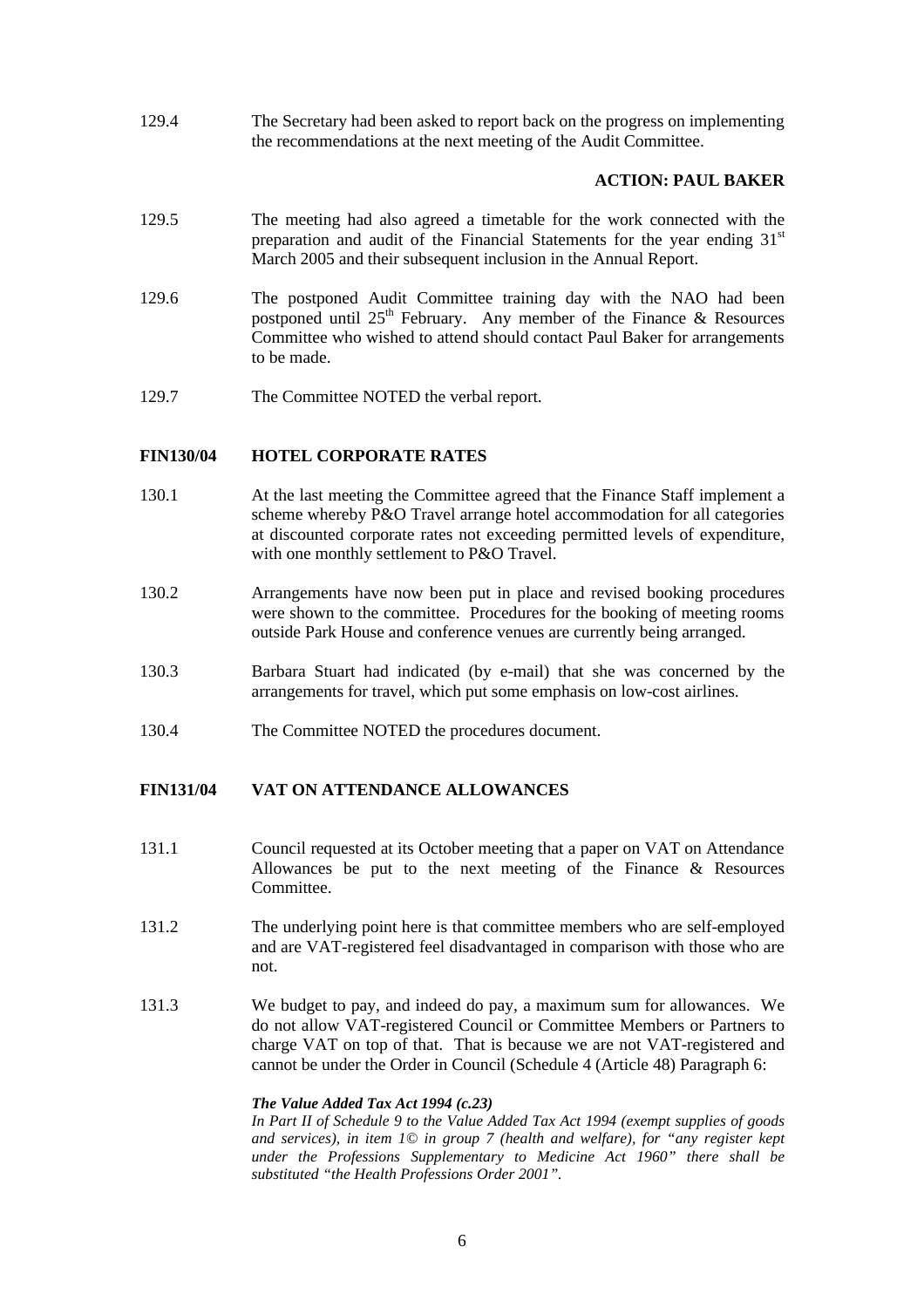129.4 The Secretary had been asked to report back on the progress on implementing the recommendations at the next meeting of the Audit Committee.

**ACTION: PAUL BAKER**

129.5 The meeting had also agreed a timetable for the work connected with the preparation and audit of the Financial Statements for the year ending 31st March 2005 and their subsequent inclusion in the Annual Report.

129.6 The postponed Audit Committee training day with the NAO had been postponed until 25th February. Any member of the Finance & Resources Committee who wished to attend should contact Paul Baker for arrangements to be made.

129.7 The Committee NOTED the verbal report.

## FIN130/04 HOTEL CORPORATE RATES

130.1 At the last meeting the Committee agreed that the Finance Staff implement a scheme whereby P&O Travel arrange hotel accommodation for all categories at discounted corporate rates not exceeding permitted levels of expenditure, with one monthly settlement to P&O Travel.

130.2 Arrangements have now been put in place and revised booking procedures were shown to the committee. Procedures for the booking of meeting rooms outside Park House and conference venues are currently being arranged.

130.3 Barbara Stuart had indicated (by e-mail) that she was concerned by the arrangements for travel, which put some emphasis on low-cost airlines.

130.4 The Committee NOTED the procedures document.

## FIN131/04 VAT ON ATTENDANCE ALLOWANCES

131.1 Council requested at its October meeting that a paper on VAT on Attendance Allowances be put to the next meeting of the Finance & Resources Committee.

131.2 The underlying point here is that committee members who are self-employed and are VAT-registered feel disadvantaged in comparison with those who are not.

131.3 We budget to pay, and indeed do pay, a maximum sum for allowances. We do not allow VAT-registered Council or Committee Members or Partners to charge VAT on top of that. That is because we are not VAT-registered and cannot be under the Order in Council (Schedule 4 (Article 48) Paragraph 6:

***The Value Added Tax Act 1994 (c.23)***
*In Part II of Schedule 9 to the Value Added Tax Act 1994 (exempt supplies of goods and services), in item 1© in group 7 (health and welfare), for "any register kept under the Professions Supplementary to Medicine Act 1960" there shall be substituted "the Health Professions Order 2001".*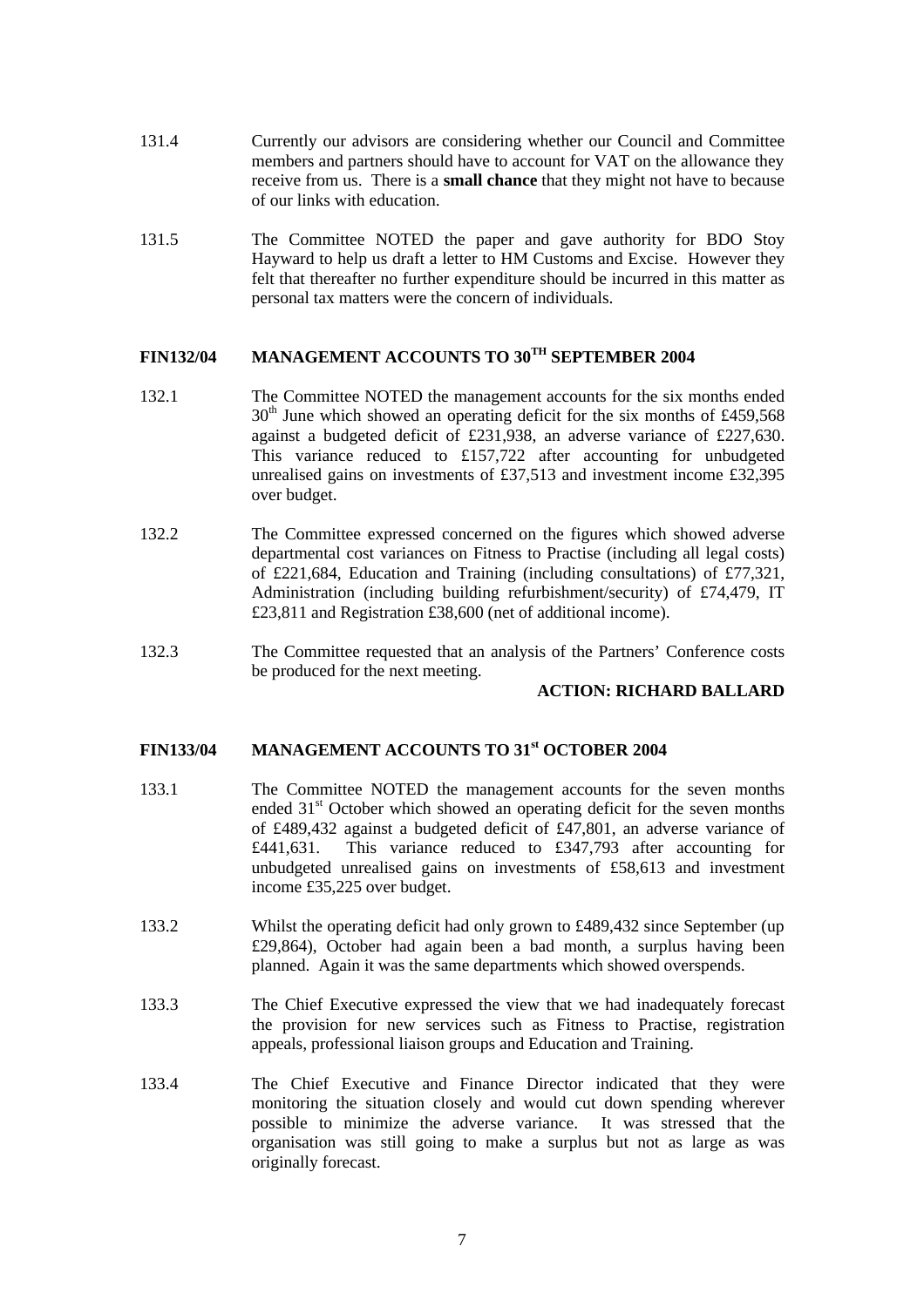131.4 Currently our advisors are considering whether our Council and Committee members and partners should have to account for VAT on the allowance they receive from us. There is a **small chance** that they might not have to because of our links with education.

131.5 The Committee NOTED the paper and gave authority for BDO Stoy Hayward to help us draft a letter to HM Customs and Excise. However they felt that thereafter no further expenditure should be incurred in this matter as personal tax matters were the concern of individuals.

## FIN132/04 MANAGEMENT ACCOUNTS TO 30TH SEPTEMBER 2004

132.1 The Committee NOTED the management accounts for the six months ended 30th June which showed an operating deficit for the six months of £459,568 against a budgeted deficit of £231,938, an adverse variance of £227,630. This variance reduced to £157,722 after accounting for unbudgeted unrealised gains on investments of £37,513 and investment income £32,395 over budget.

132.2 The Committee expressed concerned on the figures which showed adverse departmental cost variances on Fitness to Practise (including all legal costs) of £221,684, Education and Training (including consultations) of £77,321, Administration (including building refurbishment/security) of £74,479, IT £23,811 and Registration £38,600 (net of additional income).

132.3 The Committee requested that an analysis of the Partners' Conference costs be produced for the next meeting.

**ACTION: RICHARD BALLARD**

## FIN133/04 MANAGEMENT ACCOUNTS TO 31st OCTOBER 2004

133.1 The Committee NOTED the management accounts for the seven months ended 31st October which showed an operating deficit for the seven months of £489,432 against a budgeted deficit of £47,801, an adverse variance of £441,631. This variance reduced to £347,793 after accounting for unbudgeted unrealised gains on investments of £58,613 and investment income £35,225 over budget.

133.2 Whilst the operating deficit had only grown to £489,432 since September (up £29,864), October had again been a bad month, a surplus having been planned. Again it was the same departments which showed overspends.

133.3 The Chief Executive expressed the view that we had inadequately forecast the provision for new services such as Fitness to Practise, registration appeals, professional liaison groups and Education and Training.

133.4 The Chief Executive and Finance Director indicated that they were monitoring the situation closely and would cut down spending wherever possible to minimize the adverse variance. It was stressed that the organisation was still going to make a surplus but not as large as was originally forecast.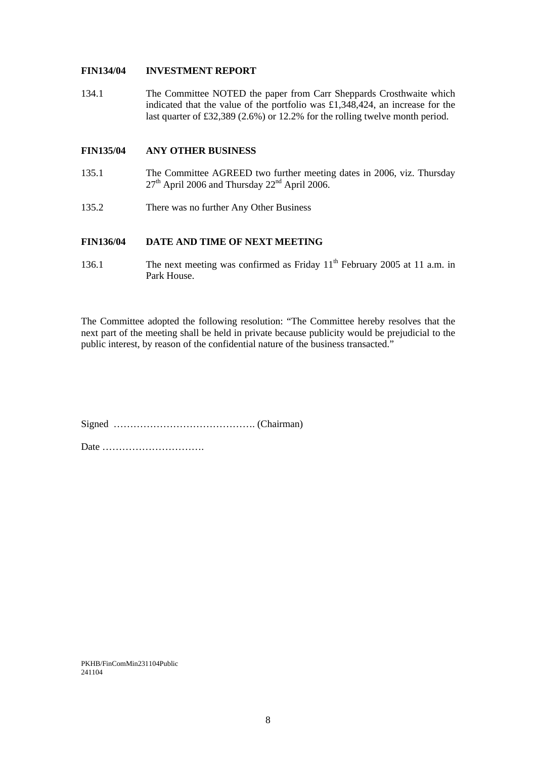**FIN134/04 INVESTMENT REPORT**

134.1 The Committee NOTED the paper from Carr Sheppards Crosthwaite which indicated that the value of the portfolio was £1,348,424, an increase for the last quarter of £32,389 (2.6%) or 12.2% for the rolling twelve month period.

**FIN135/04 ANY OTHER BUSINESS**

135.1 The Committee AGREED two further meeting dates in 2006, viz. Thursday 27th April 2006 and Thursday 22nd April 2006.

135.2 There was no further Any Other Business

**FIN136/04 DATE AND TIME OF NEXT MEETING**

136.1 The next meeting was confirmed as Friday 11th February 2005 at 11 a.m. in Park House.

The Committee adopted the following resolution: "The Committee hereby resolves that the next part of the meeting shall be held in private because publicity would be prejudicial to the public interest, by reason of the confidential nature of the business transacted."

Signed ……………………………………. (Chairman)

Date ………………………….

PKHB/FinComMin231104Public
241104